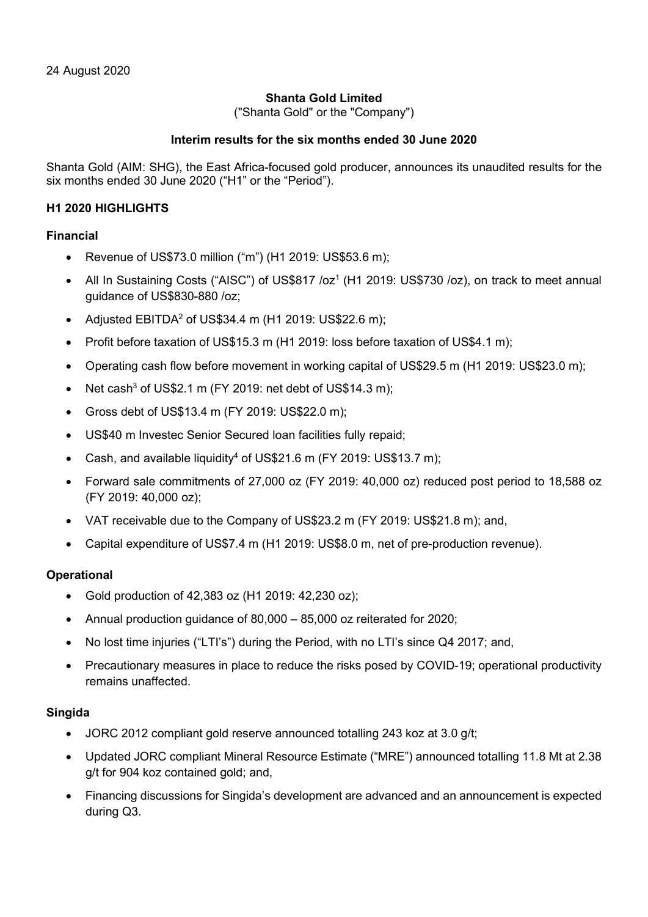24 August 2020

**Shanta Gold Limited**

("Shanta Gold" or the "Company")

**Interim results for the six months ended 30 June 2020**

Shanta Gold (AIM: SHG), the East Africa-focused gold producer, announces its unaudited results for the six months ended 30 June 2020 ("H1" or the "Period").

## H1 2020 HIGHLIGHTS

### Financial

- Revenue of US$73.0 million ("m") (H1 2019: US$53.6 m);
- All In Sustaining Costs ("AISC") of US$817 /oz[1] (H1 2019: US$730 /oz), on track to meet annual guidance of US$830-880 /oz;
- Adjusted EBITDA[2] of US$34.4 m (H1 2019: US$22.6 m);
- Profit before taxation of US$15.3 m (H1 2019: loss before taxation of US$4.1 m);
- Operating cash flow before movement in working capital of US$29.5 m (H1 2019: US$23.0 m);
- Net cash[3] of US$2.1 m (FY 2019: net debt of US$14.3 m);
- Gross debt of US$13.4 m (FY 2019: US$22.0 m);
- US$40 m Investec Senior Secured loan facilities fully repaid;
- Cash, and available liquidity[4] of US$21.6 m (FY 2019: US$13.7 m);
- Forward sale commitments of 27,000 oz (FY 2019: 40,000 oz) reduced post period to 18,588 oz (FY 2019: 40,000 oz);
- VAT receivable due to the Company of US$23.2 m (FY 2019: US$21.8 m); and,
- Capital expenditure of US$7.4 m (H1 2019: US$8.0 m, net of pre-production revenue).

### Operational

- Gold production of 42,383 oz (H1 2019: 42,230 oz);
- Annual production guidance of 80,000 – 85,000 oz reiterated for 2020;
- No lost time injuries ("LTI's") during the Period, with no LTI's since Q4 2017; and,
- Precautionary measures in place to reduce the risks posed by COVID-19; operational productivity remains unaffected.

### Singida

- JORC 2012 compliant gold reserve announced totalling 243 koz at 3.0 g/t;
- Updated JORC compliant Mineral Resource Estimate ("MRE") announced totalling 11.8 Mt at 2.38 g/t for 904 koz contained gold; and,
- Financing discussions for Singida's development are advanced and an announcement is expected during Q3.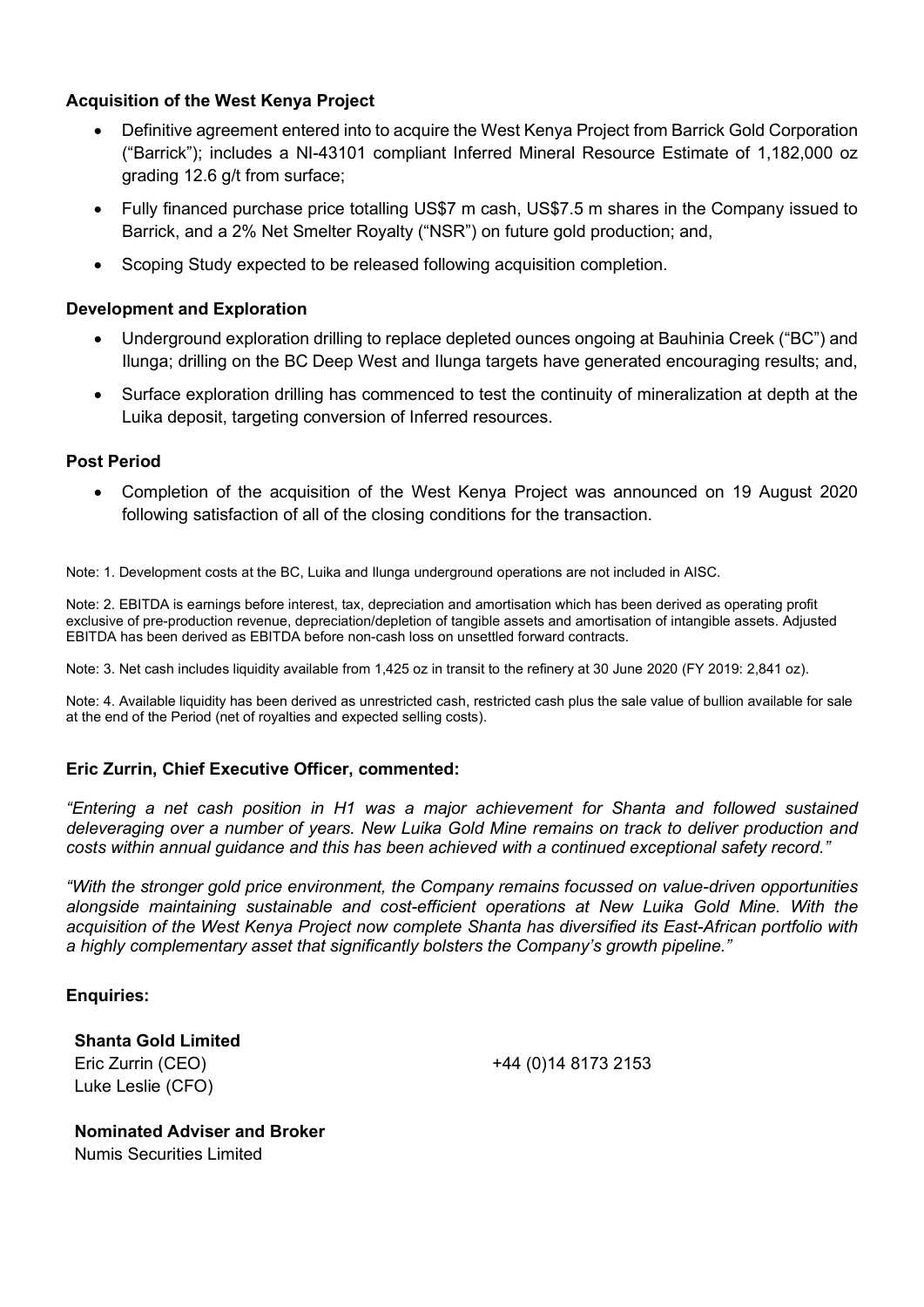**Acquisition of the West Kenya Project**

- Definitive agreement entered into to acquire the West Kenya Project from Barrick Gold Corporation ("Barrick"); includes a NI-43101 compliant Inferred Mineral Resource Estimate of 1,182,000 oz grading 12.6 g/t from surface;
- Fully financed purchase price totalling US$7 m cash, US$7.5 m shares in the Company issued to Barrick, and a 2% Net Smelter Royalty ("NSR") on future gold production; and,
- Scoping Study expected to be released following acquisition completion.

**Development and Exploration**

- Underground exploration drilling to replace depleted ounces ongoing at Bauhinia Creek ("BC") and Ilunga; drilling on the BC Deep West and Ilunga targets have generated encouraging results; and,
- Surface exploration drilling has commenced to test the continuity of mineralization at depth at the Luika deposit, targeting conversion of Inferred resources.

**Post Period**

- Completion of the acquisition of the West Kenya Project was announced on 19 August 2020 following satisfaction of all of the closing conditions for the transaction.

Note: 1. Development costs at the BC, Luika and Ilunga underground operations are not included in AISC.

Note: 2. EBITDA is earnings before interest, tax, depreciation and amortisation which has been derived as operating profit exclusive of pre-production revenue, depreciation/depletion of tangible assets and amortisation of intangible assets. Adjusted EBITDA has been derived as EBITDA before non-cash loss on unsettled forward contracts.

Note: 3. Net cash includes liquidity available from 1,425 oz in transit to the refinery at 30 June 2020 (FY 2019: 2,841 oz).

Note: 4. Available liquidity has been derived as unrestricted cash, restricted cash plus the sale value of bullion available for sale at the end of the Period (net of royalties and expected selling costs).

**Eric Zurrin, Chief Executive Officer, commented:**

*"Entering a net cash position in H1 was a major achievement for Shanta and followed sustained deleveraging over a number of years. New Luika Gold Mine remains on track to deliver production and costs within annual guidance and this has been achieved with a continued exceptional safety record."*

*"With the stronger gold price environment, the Company remains focussed on value-driven opportunities alongside maintaining sustainable and cost-efficient operations at New Luika Gold Mine. With the acquisition of the West Kenya Project now complete Shanta has diversified its East-African portfolio with a highly complementary asset that significantly bolsters the Company's growth pipeline."*

**Enquiries:**

**Shanta Gold Limited**
Eric Zurrin (CEO) +44 (0)14 8173 2153
Luke Leslie (CFO)

**Nominated Adviser and Broker**
Numis Securities Limited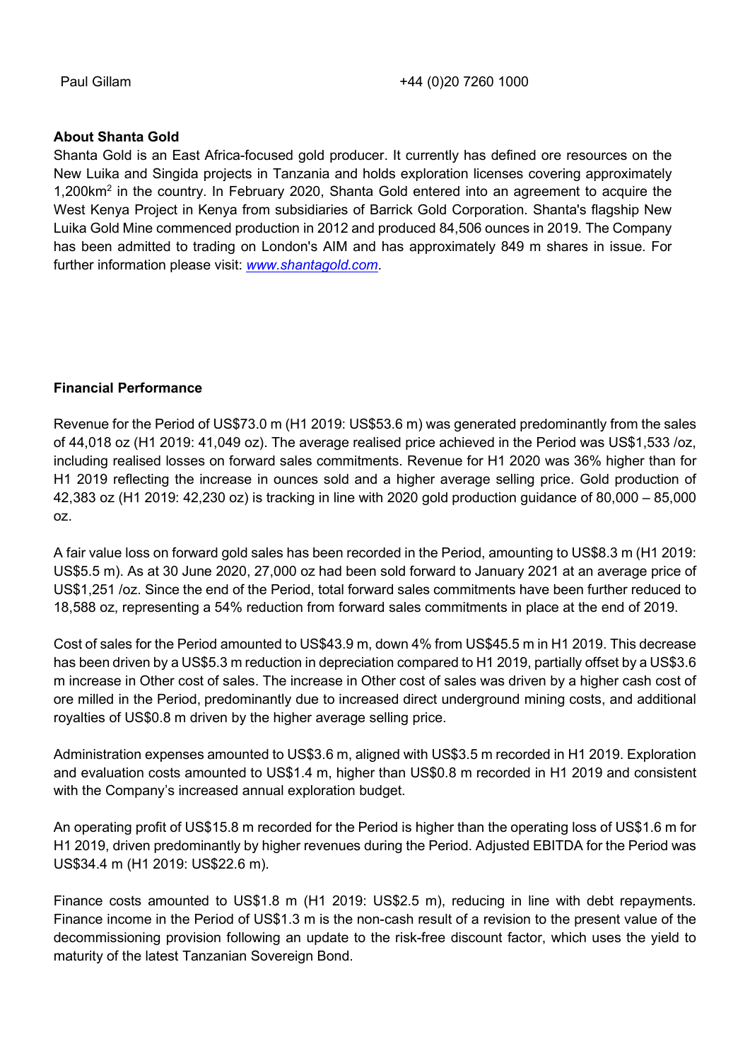Paul Gillam +44 (0)20 7260 1000

**About Shanta Gold**

Shanta Gold is an East Africa-focused gold producer. It currently has defined ore resources on the New Luika and Singida projects in Tanzania and holds exploration licenses covering approximately 1,200km$^2$ in the country. In February 2020, Shanta Gold entered into an agreement to acquire the West Kenya Project in Kenya from subsidiaries of Barrick Gold Corporation. Shanta's flagship New Luika Gold Mine commenced production in 2012 and produced 84,506 ounces in 2019. The Company has been admitted to trading on London's AIM and has approximately 849 m shares in issue. For further information please visit: *www.shantagold.com*.

**Financial Performance**

Revenue for the Period of US$73.0 m (H1 2019: US$53.6 m) was generated predominantly from the sales of 44,018 oz (H1 2019: 41,049 oz). The average realised price achieved in the Period was US$1,533 /oz, including realised losses on forward sales commitments. Revenue for H1 2020 was 36% higher than for H1 2019 reflecting the increase in ounces sold and a higher average selling price. Gold production of 42,383 oz (H1 2019: 42,230 oz) is tracking in line with 2020 gold production guidance of 80,000 – 85,000 oz.

A fair value loss on forward gold sales has been recorded in the Period, amounting to US$8.3 m (H1 2019: US$5.5 m). As at 30 June 2020, 27,000 oz had been sold forward to January 2021 at an average price of US$1,251 /oz. Since the end of the Period, total forward sales commitments have been further reduced to 18,588 oz, representing a 54% reduction from forward sales commitments in place at the end of 2019.

Cost of sales for the Period amounted to US$43.9 m, down 4% from US$45.5 m in H1 2019. This decrease has been driven by a US$5.3 m reduction in depreciation compared to H1 2019, partially offset by a US$3.6 m increase in Other cost of sales. The increase in Other cost of sales was driven by a higher cash cost of ore milled in the Period, predominantly due to increased direct underground mining costs, and additional royalties of US$0.8 m driven by the higher average selling price.

Administration expenses amounted to US$3.6 m, aligned with US$3.5 m recorded in H1 2019. Exploration and evaluation costs amounted to US$1.4 m, higher than US$0.8 m recorded in H1 2019 and consistent with the Company's increased annual exploration budget.

An operating profit of US$15.8 m recorded for the Period is higher than the operating loss of US$1.6 m for H1 2019, driven predominantly by higher revenues during the Period. Adjusted EBITDA for the Period was US$34.4 m (H1 2019: US$22.6 m).

Finance costs amounted to US$1.8 m (H1 2019: US$2.5 m), reducing in line with debt repayments. Finance income in the Period of US$1.3 m is the non-cash result of a revision to the present value of the decommissioning provision following an update to the risk-free discount factor, which uses the yield to maturity of the latest Tanzanian Sovereign Bond.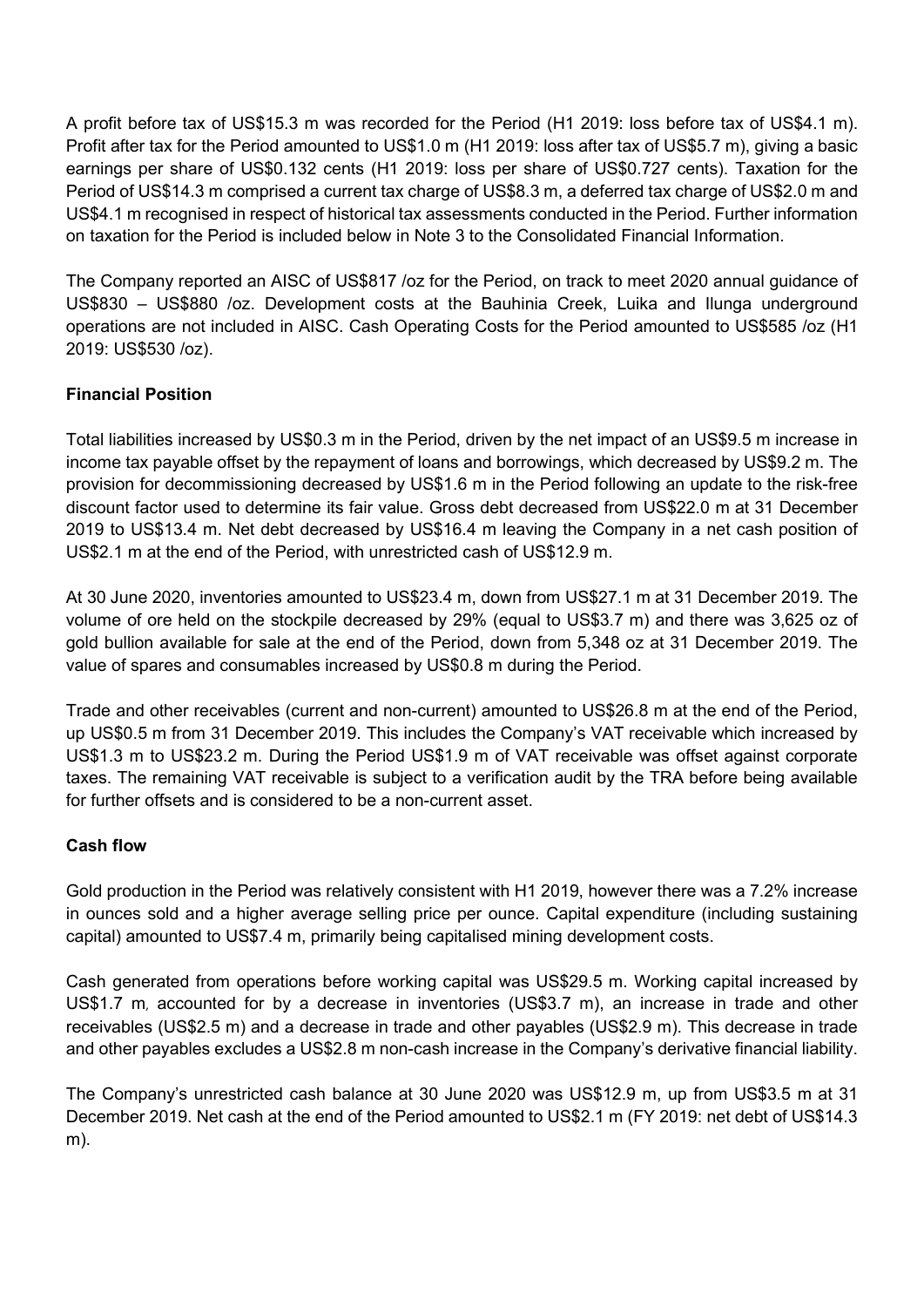A profit before tax of US$15.3 m was recorded for the Period (H1 2019: loss before tax of US$4.1 m). Profit after tax for the Period amounted to US$1.0 m (H1 2019: loss after tax of US$5.7 m), giving a basic earnings per share of US$0.132 cents (H1 2019: loss per share of US$0.727 cents). Taxation for the Period of US$14.3 m comprised a current tax charge of US$8.3 m, a deferred tax charge of US$2.0 m and US$4.1 m recognised in respect of historical tax assessments conducted in the Period. Further information on taxation for the Period is included below in Note 3 to the Consolidated Financial Information.

The Company reported an AISC of US$817 /oz for the Period, on track to meet 2020 annual guidance of US$830 – US$880 /oz. Development costs at the Bauhinia Creek, Luika and Ilunga underground operations are not included in AISC. Cash Operating Costs for the Period amounted to US$585 /oz (H1 2019: US$530 /oz).

**Financial Position**

Total liabilities increased by US$0.3 m in the Period, driven by the net impact of an US$9.5 m increase in income tax payable offset by the repayment of loans and borrowings, which decreased by US$9.2 m. The provision for decommissioning decreased by US$1.6 m in the Period following an update to the risk-free discount factor used to determine its fair value. Gross debt decreased from US$22.0 m at 31 December 2019 to US$13.4 m. Net debt decreased by US$16.4 m leaving the Company in a net cash position of US$2.1 m at the end of the Period, with unrestricted cash of US$12.9 m.

At 30 June 2020, inventories amounted to US$23.4 m, down from US$27.1 m at 31 December 2019. The volume of ore held on the stockpile decreased by 29% (equal to US$3.7 m) and there was 3,625 oz of gold bullion available for sale at the end of the Period, down from 5,348 oz at 31 December 2019. The value of spares and consumables increased by US$0.8 m during the Period.

Trade and other receivables (current and non-current) amounted to US$26.8 m at the end of the Period, up US$0.5 m from 31 December 2019. This includes the Company's VAT receivable which increased by US$1.3 m to US$23.2 m. During the Period US$1.9 m of VAT receivable was offset against corporate taxes. The remaining VAT receivable is subject to a verification audit by the TRA before being available for further offsets and is considered to be a non-current asset.

**Cash flow**

Gold production in the Period was relatively consistent with H1 2019, however there was a 7.2% increase in ounces sold and a higher average selling price per ounce. Capital expenditure (including sustaining capital) amounted to US$7.4 m, primarily being capitalised mining development costs.

Cash generated from operations before working capital was US$29.5 m. Working capital increased by US$1.7 m, accounted for by a decrease in inventories (US$3.7 m), an increase in trade and other receivables (US$2.5 m) and a decrease in trade and other payables (US$2.9 m). This decrease in trade and other payables excludes a US$2.8 m non-cash increase in the Company's derivative financial liability.

The Company's unrestricted cash balance at 30 June 2020 was US$12.9 m, up from US$3.5 m at 31 December 2019. Net cash at the end of the Period amounted to US$2.1 m (FY 2019: net debt of US$14.3 m).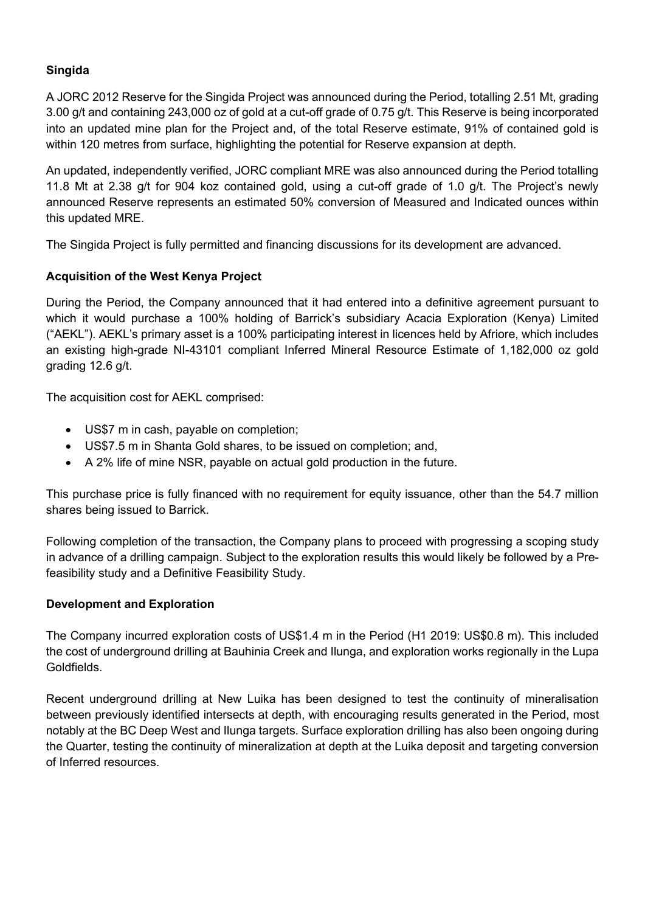### Singida

A JORC 2012 Reserve for the Singida Project was announced during the Period, totalling 2.51 Mt, grading 3.00 g/t and containing 243,000 oz of gold at a cut-off grade of 0.75 g/t. This Reserve is being incorporated into an updated mine plan for the Project and, of the total Reserve estimate, 91% of contained gold is within 120 metres from surface, highlighting the potential for Reserve expansion at depth.

An updated, independently verified, JORC compliant MRE was also announced during the Period totalling 11.8 Mt at 2.38 g/t for 904 koz contained gold, using a cut-off grade of 1.0 g/t. The Project's newly announced Reserve represents an estimated 50% conversion of Measured and Indicated ounces within this updated MRE.

The Singida Project is fully permitted and financing discussions for its development are advanced.

### Acquisition of the West Kenya Project

During the Period, the Company announced that it had entered into a definitive agreement pursuant to which it would purchase a 100% holding of Barrick's subsidiary Acacia Exploration (Kenya) Limited ("AEKL"). AEKL's primary asset is a 100% participating interest in licences held by Afriore, which includes an existing high-grade NI-43101 compliant Inferred Mineral Resource Estimate of 1,182,000 oz gold grading 12.6 g/t.

The acquisition cost for AEKL comprised:

- US$7 m in cash, payable on completion;
- US$7.5 m in Shanta Gold shares, to be issued on completion; and,
- A 2% life of mine NSR, payable on actual gold production in the future.

This purchase price is fully financed with no requirement for equity issuance, other than the 54.7 million shares being issued to Barrick.

Following completion of the transaction, the Company plans to proceed with progressing a scoping study in advance of a drilling campaign. Subject to the exploration results this would likely be followed by a Pre-feasibility study and a Definitive Feasibility Study.

### Development and Exploration

The Company incurred exploration costs of US$1.4 m in the Period (H1 2019: US$0.8 m). This included the cost of underground drilling at Bauhinia Creek and Ilunga, and exploration works regionally in the Lupa Goldfields.

Recent underground drilling at New Luika has been designed to test the continuity of mineralisation between previously identified intersects at depth, with encouraging results generated in the Period, most notably at the BC Deep West and Ilunga targets. Surface exploration drilling has also been ongoing during the Quarter, testing the continuity of mineralization at depth at the Luika deposit and targeting conversion of Inferred resources.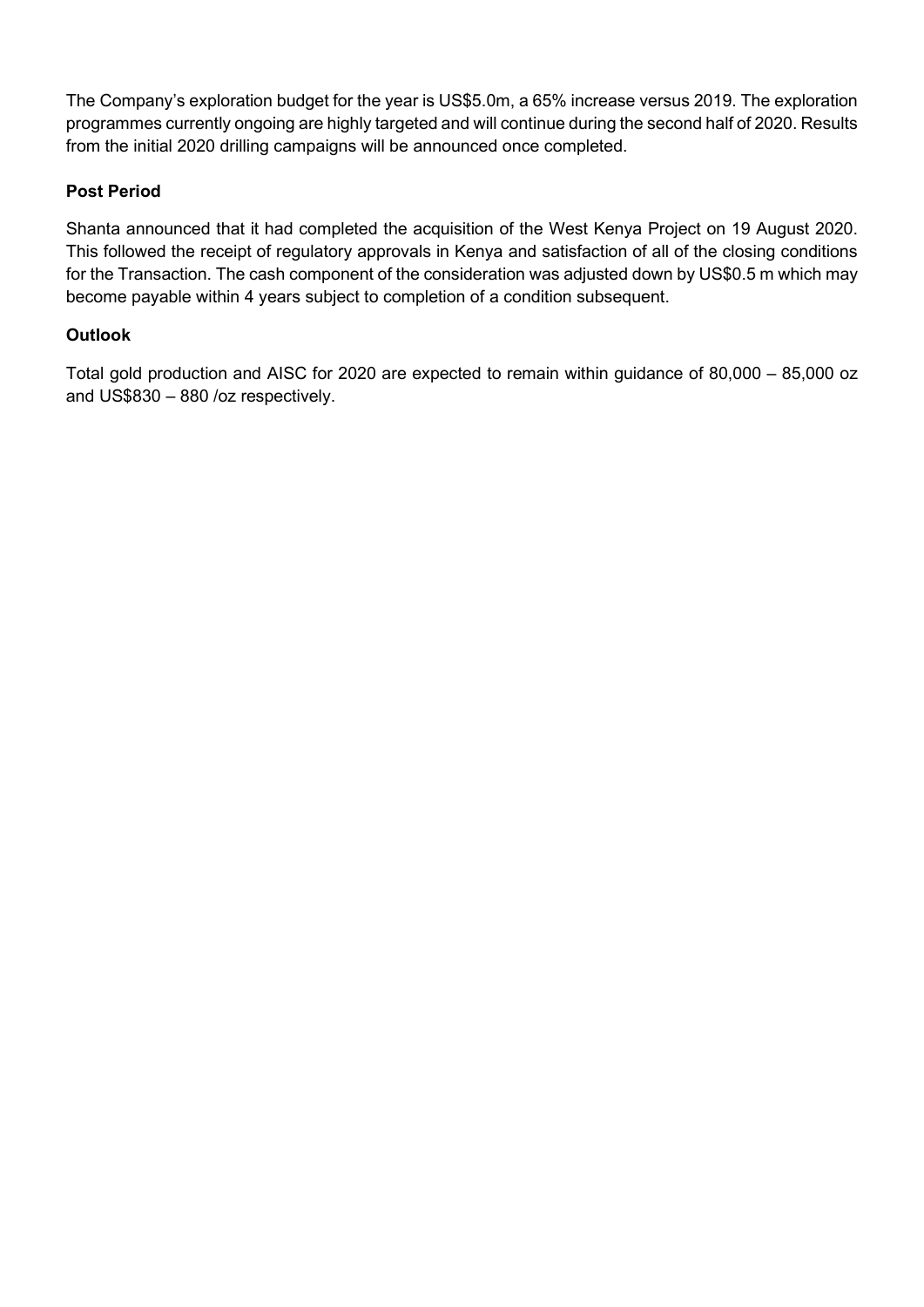The Company's exploration budget for the year is US$5.0m, a 65% increase versus 2019. The exploration programmes currently ongoing are highly targeted and will continue during the second half of 2020. Results from the initial 2020 drilling campaigns will be announced once completed.

**Post Period**

Shanta announced that it had completed the acquisition of the West Kenya Project on 19 August 2020. This followed the receipt of regulatory approvals in Kenya and satisfaction of all of the closing conditions for the Transaction. The cash component of the consideration was adjusted down by US$0.5 m which may become payable within 4 years subject to completion of a condition subsequent.

**Outlook**

Total gold production and AISC for 2020 are expected to remain within guidance of 80,000 – 85,000 oz and US$830 – 880 /oz respectively.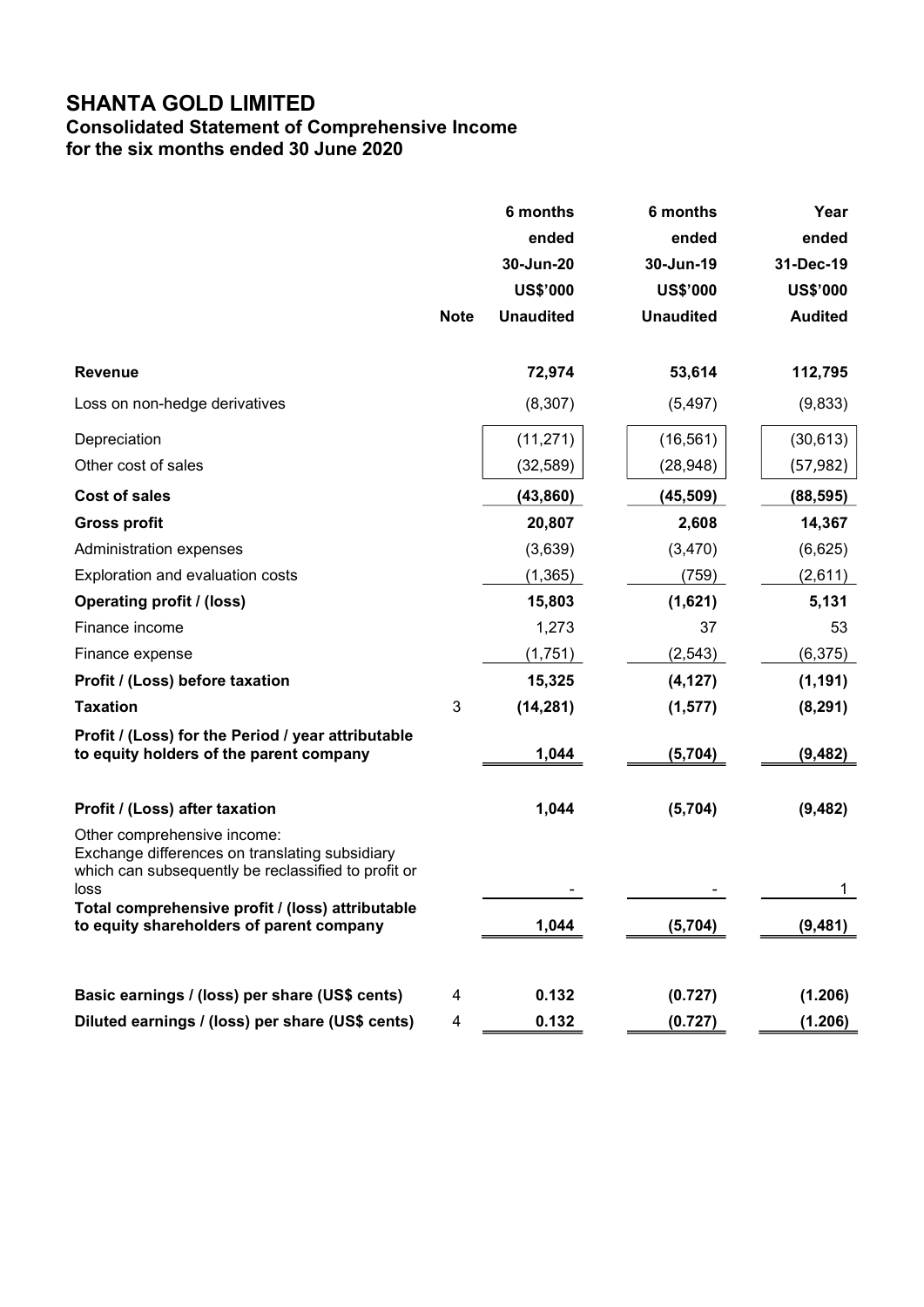# SHANTA GOLD LIMITED

## Consolidated Statement of Comprehensive Income
## for the six months ended 30 June 2020

| | Note | 6 months ended 30-Jun-20 US$'000 Unaudited | 6 months ended 30-Jun-19 US$'000 Unaudited | Year ended 31-Dec-19 US$'000 Audited |
|---|---|---|---|---|
| **Revenue** | | **72,974** | **53,614** | **112,795** |
| Loss on non-hedge derivatives | | (8,307) | (5,497) | (9,833) |
| Depreciation | | (11,271) | (16,561) | (30,613) |
| Other cost of sales | | (32,589) | (28,948) | (57,982) |
| **Cost of sales** | | **(43,860)** | **(45,509)** | **(88,595)** |
| **Gross profit** | | **20,807** | **2,608** | **14,367** |
| Administration expenses | | (3,639) | (3,470) | (6,625) |
| Exploration and evaluation costs | | (1,365) | (759) | (2,611) |
| **Operating profit / (loss)** | | **15,803** | **(1,621)** | **5,131** |
| Finance income | | 1,273 | 37 | 53 |
| Finance expense | | (1,751) | (2,543) | (6,375) |
| **Profit / (Loss) before taxation** | | **15,325** | **(4,127)** | **(1,191)** |
| **Taxation** | 3 | **(14,281)** | **(1,577)** | **(8,291)** |
| **Profit / (Loss) for the Period / year attributable to equity holders of the parent company** | | **1,044** | **(5,704)** | **(9,482)** |
| | | | | |
| **Profit / (Loss) after taxation** | | **1,044** | **(5,704)** | **(9,482)** |
| Other comprehensive income: Exchange differences on translating subsidiary which can subsequently be reclassified to profit or loss | | - | - | 1 |
| **Total comprehensive profit / (loss) attributable to equity shareholders of parent company** | | **1,044** | **(5,704)** | **(9,481)** |
| | | | | |
| **Basic earnings / (loss) per share (US$ cents)** | 4 | **0.132** | **(0.727)** | **(1.206)** |
| **Diluted earnings / (loss) per share (US$ cents)** | 4 | **0.132** | **(0.727)** | **(1.206)** |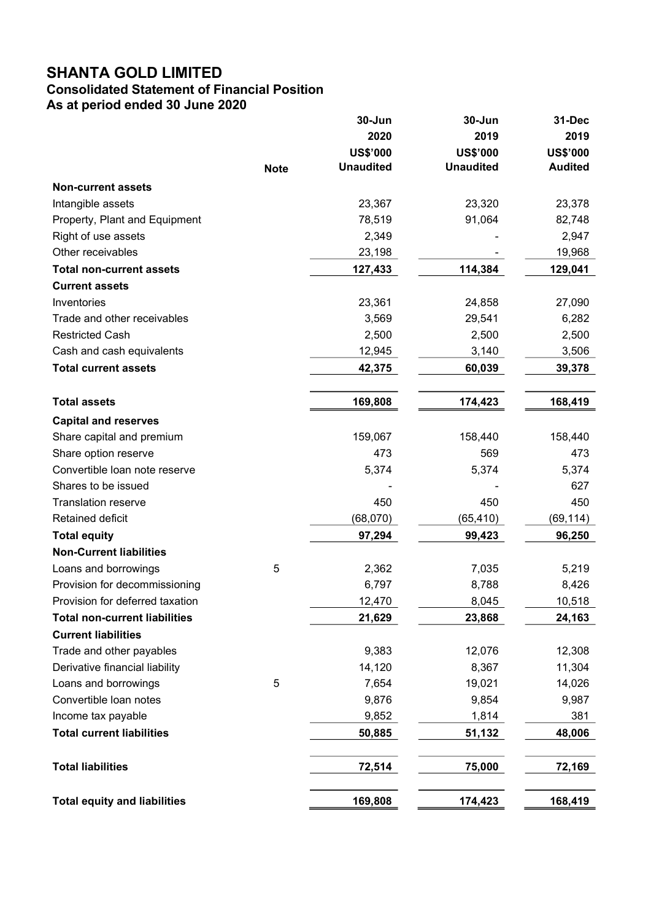# SHANTA GOLD LIMITED

## Consolidated Statement of Financial Position

### As at period ended 30 June 2020

| | Note | 30-Jun 2020 US$'000 Unaudited | 30-Jun 2019 US$'000 Unaudited | 31-Dec 2019 US$'000 Audited |
|---|---|---|---|---|
| **Non-current assets** | | | | |
| Intangible assets | | 23,367 | 23,320 | 23,378 |
| Property, Plant and Equipment | | 78,519 | 91,064 | 82,748 |
| Right of use assets | | 2,349 | - | 2,947 |
| Other receivables | | 23,198 | - | 19,968 |
| **Total non-current assets** | | **127,433** | **114,384** | **129,041** |
| **Current assets** | | | | |
| Inventories | | 23,361 | 24,858 | 27,090 |
| Trade and other receivables | | 3,569 | 29,541 | 6,282 |
| Restricted Cash | | 2,500 | 2,500 | 2,500 |
| Cash and cash equivalents | | 12,945 | 3,140 | 3,506 |
| **Total current assets** | | **42,375** | **60,039** | **39,378** |
| **Total assets** | | **169,808** | **174,423** | **168,419** |
| **Capital and reserves** | | | | |
| Share capital and premium | | 159,067 | 158,440 | 158,440 |
| Share option reserve | | 473 | 569 | 473 |
| Convertible loan note reserve | | 5,374 | 5,374 | 5,374 |
| Shares to be issued | | - | - | 627 |
| Translation reserve | | 450 | 450 | 450 |
| Retained deficit | | (68,070) | (65,410) | (69,114) |
| **Total equity** | | **97,294** | **99,423** | **96,250** |
| **Non-Current liabilities** | | | | |
| Loans and borrowings | 5 | 2,362 | 7,035 | 5,219 |
| Provision for decommissioning | | 6,797 | 8,788 | 8,426 |
| Provision for deferred taxation | | 12,470 | 8,045 | 10,518 |
| **Total non-current liabilities** | | **21,629** | **23,868** | **24,163** |
| **Current liabilities** | | | | |
| Trade and other payables | | 9,383 | 12,076 | 12,308 |
| Derivative financial liability | | 14,120 | 8,367 | 11,304 |
| Loans and borrowings | 5 | 7,654 | 19,021 | 14,026 |
| Convertible loan notes | | 9,876 | 9,854 | 9,987 |
| Income tax payable | | 9,852 | 1,814 | 381 |
| **Total current liabilities** | | **50,885** | **51,132** | **48,006** |
| **Total liabilities** | | **72,514** | **75,000** | **72,169** |
| **Total equity and liabilities** | | **169,808** | **174,423** | **168,419** |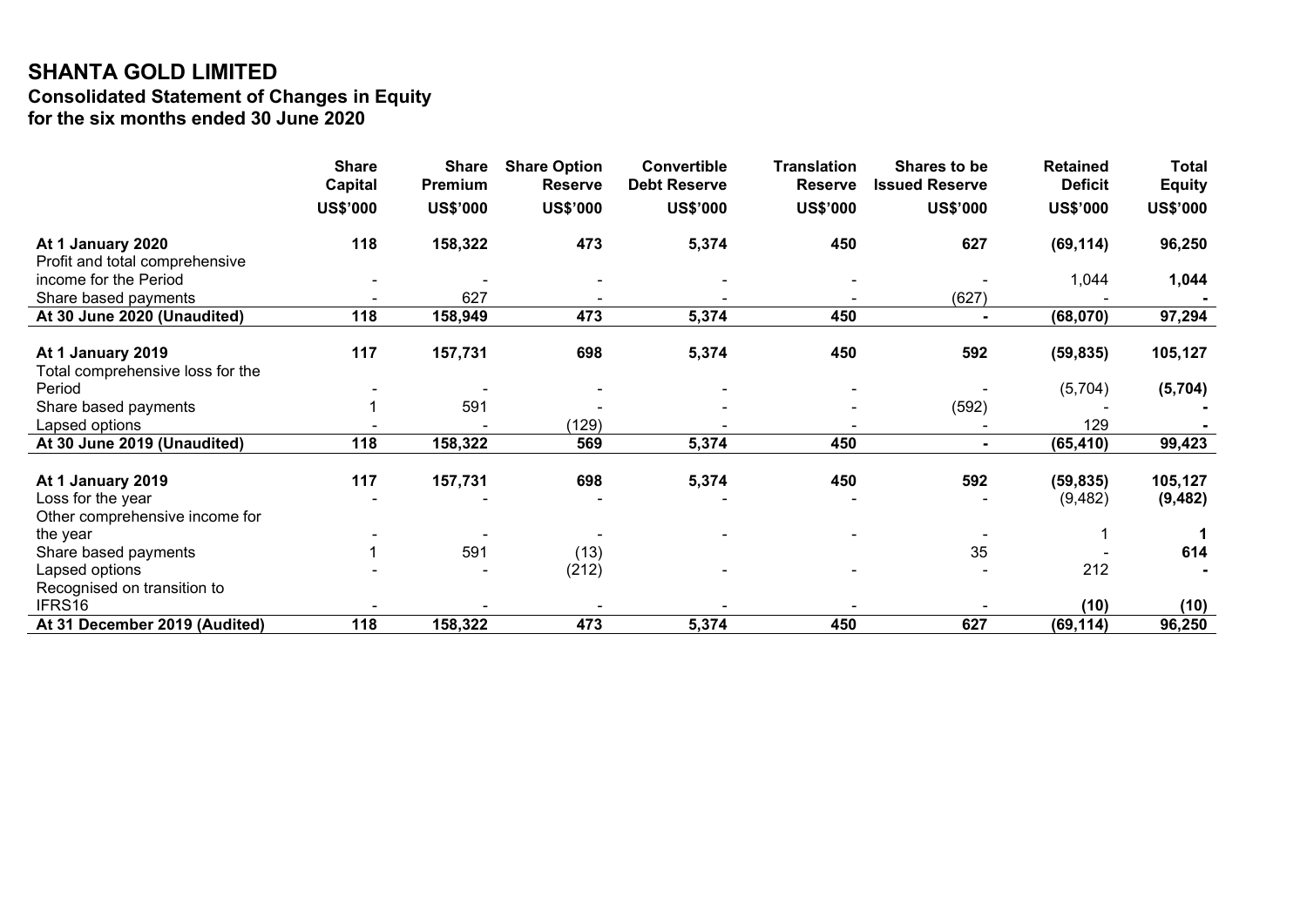# SHANTA GOLD LIMITED

## Consolidated Statement of Changes in Equity

### for the six months ended 30 June 2020

| | Share Capital | Share Premium | Share Option Reserve | Convertible Debt Reserve | Translation Reserve | Shares to be Issued Reserve | Retained Deficit | Total Equity |
|---|---|---|---|---|---|---|---|---|
| | US$'000 | US$'000 | US$'000 | US$'000 | US$'000 | US$'000 | US$'000 | US$'000 |
| **At 1 January 2020** | **118** | **158,322** | **473** | **5,374** | **450** | **627** | **(69,114)** | **96,250** |
| Profit and total comprehensive income for the Period | - | - | - | - | - | - | 1,044 | **1,044** |
| Share based payments | - | 627 | - | - | - | (627) | - | **-** |
| **At 30 June 2020 (Unaudited)** | **118** | **158,949** | **473** | **5,374** | **450** | **-** | **(68,070)** | **97,294** |
| | | | | | | | | |
| **At 1 January 2019** | **117** | **157,731** | **698** | **5,374** | **450** | **592** | **(59,835)** | **105,127** |
| Total comprehensive loss for the Period | - | - | - | - | - | - | (5,704) | **(5,704)** |
| Share based payments | 1 | 591 | - | - | - | (592) | - | **-** |
| Lapsed options | - | - | (129) | - | - | - | 129 | **-** |
| **At 30 June 2019 (Unaudited)** | **118** | **158,322** | **569** | **5,374** | **450** | **-** | **(65,410)** | **99,423** |
| | | | | | | | | |
| **At 1 January 2019** | **117** | **157,731** | **698** | **5,374** | **450** | **592** | **(59,835)** | **105,127** |
| Loss for the year | - | - | - | - | - | - | (9,482) | **(9,482)** |
| Other comprehensive income for the year | - | - | - | - | - | - | 1 | **1** |
| Share based payments | 1 | 591 | (13) | | | 35 | - | **614** |
| Lapsed options | - | - | (212) | - | - | - | 212 | **-** |
| Recognised on transition to IFRS16 | - | - | - | - | - | - | **(10)** | **(10)** |
| **At 31 December 2019 (Audited)** | **118** | **158,322** | **473** | **5,374** | **450** | **627** | **(69,114)** | **96,250** |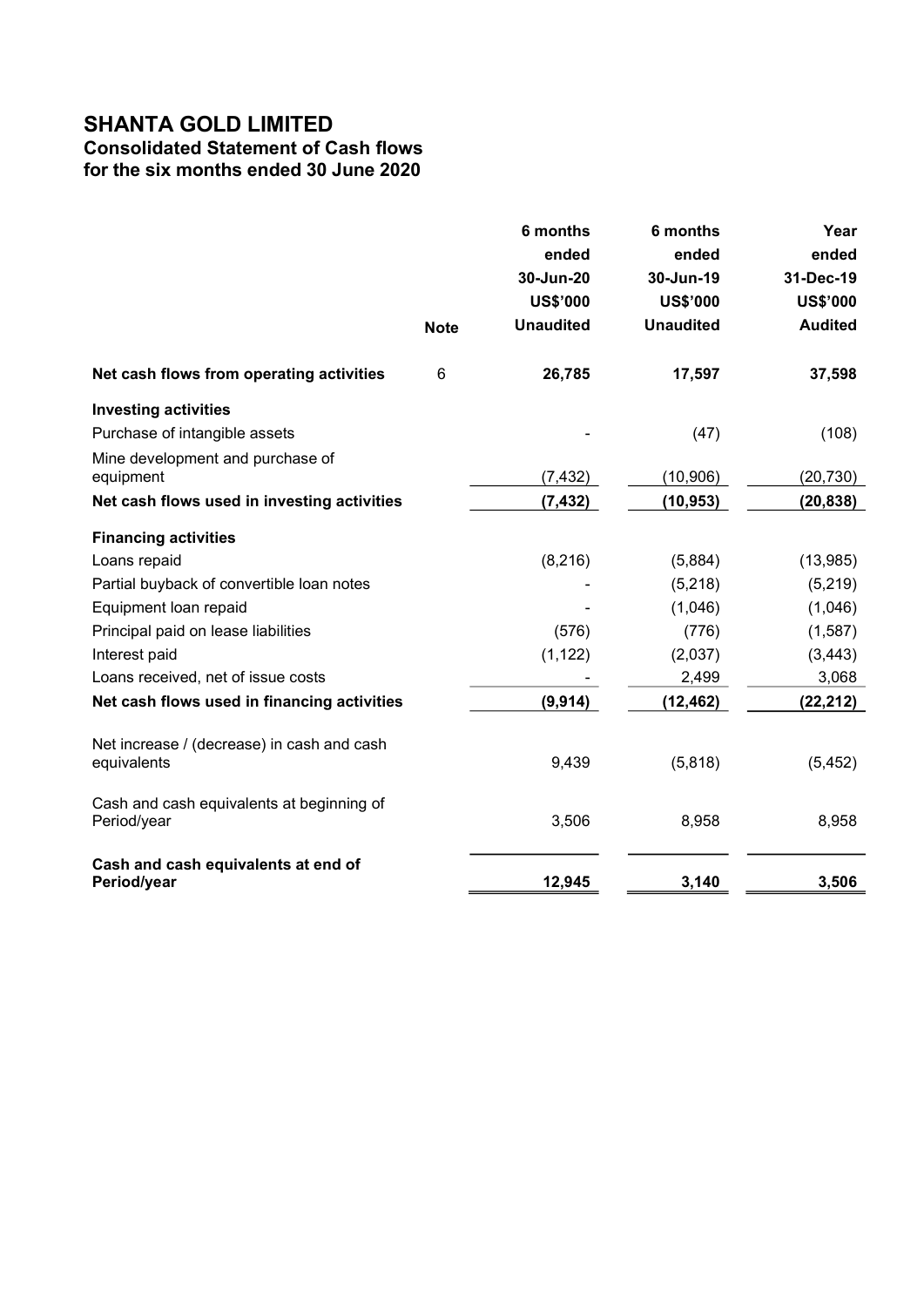# SHANTA GOLD LIMITED

## Consolidated Statement of Cash flows for the six months ended 30 June 2020

| | Note | 6 months ended 30-Jun-20 US$'000 Unaudited | 6 months ended 30-Jun-19 US$'000 Unaudited | Year ended 31-Dec-19 US$'000 Audited |
|---|---|---|---|---|
| **Net cash flows from operating activities** | 6 | **26,785** | **17,597** | **37,598** |
| **Investing activities** | | | | |
| Purchase of intangible assets | | - | (47) | (108) |
| Mine development and purchase of equipment | | (7,432) | (10,906) | (20,730) |
| **Net cash flows used in investing activities** | | **(7,432)** | **(10,953)** | **(20,838)** |
| **Financing activities** | | | | |
| Loans repaid | | (8,216) | (5,884) | (13,985) |
| Partial buyback of convertible loan notes | | - | (5,218) | (5,219) |
| Equipment loan repaid | | - | (1,046) | (1,046) |
| Principal paid on lease liabilities | | (576) | (776) | (1,587) |
| Interest paid | | (1,122) | (2,037) | (3,443) |
| Loans received, net of issue costs | | - | 2,499 | 3,068 |
| **Net cash flows used in financing activities** | | **(9,914)** | **(12,462)** | **(22,212)** |
| Net increase / (decrease) in cash and cash equivalents | | 9,439 | (5,818) | (5,452) |
| Cash and cash equivalents at beginning of Period/year | | 3,506 | 8,958 | 8,958 |
| **Cash and cash equivalents at end of Period/year** | | **12,945** | **3,140** | **3,506** |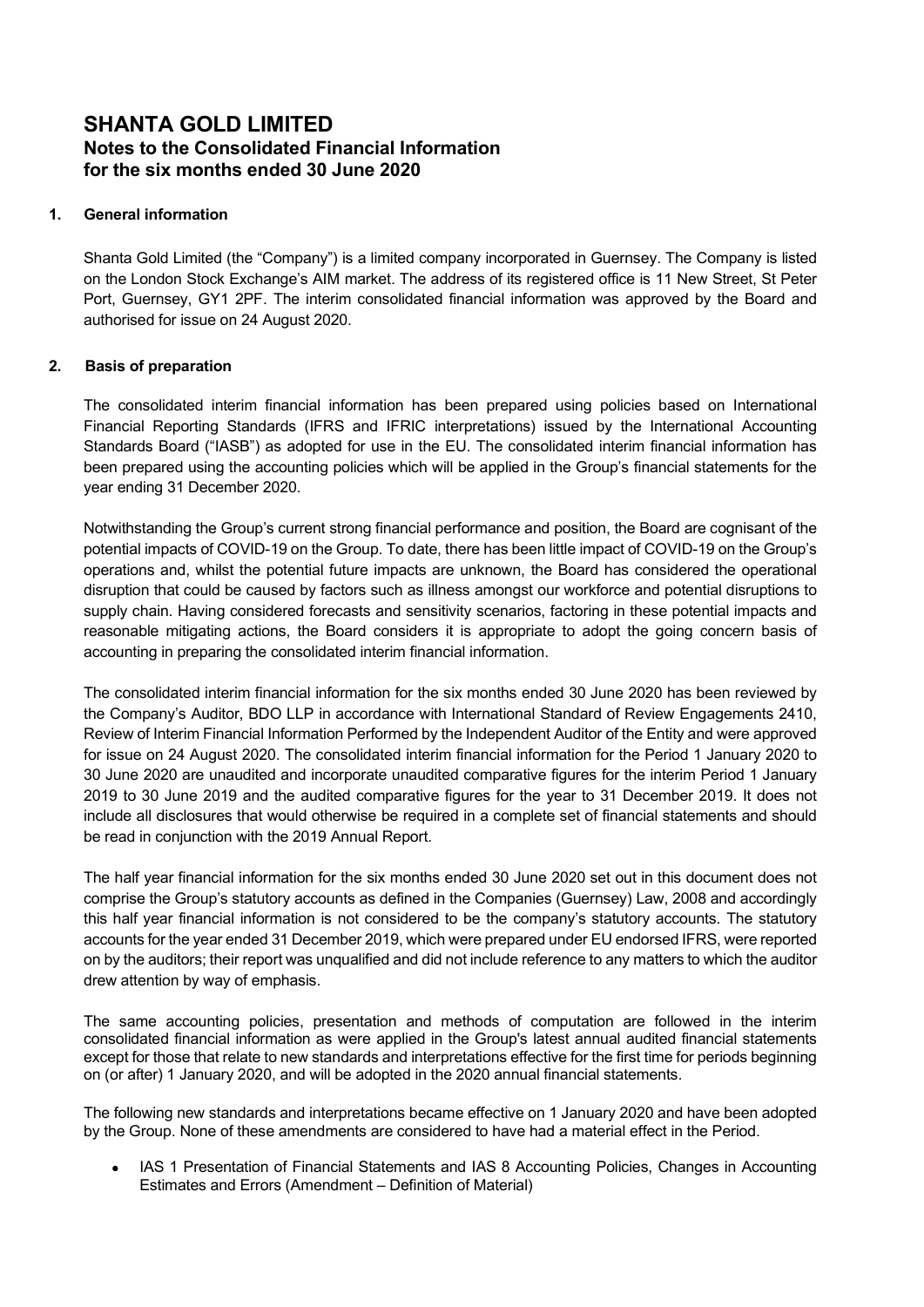# SHANTA GOLD LIMITED
## Notes to the Consolidated Financial Information for the six months ended 30 June 2020

### 1. General information

Shanta Gold Limited (the "Company") is a limited company incorporated in Guernsey. The Company is listed on the London Stock Exchange's AIM market. The address of its registered office is 11 New Street, St Peter Port, Guernsey, GY1 2PF. The interim consolidated financial information was approved by the Board and authorised for issue on 24 August 2020.

### 2. Basis of preparation

The consolidated interim financial information has been prepared using policies based on International Financial Reporting Standards (IFRS and IFRIC interpretations) issued by the International Accounting Standards Board ("IASB") as adopted for use in the EU. The consolidated interim financial information has been prepared using the accounting policies which will be applied in the Group's financial statements for the year ending 31 December 2020.

Notwithstanding the Group's current strong financial performance and position, the Board are cognisant of the potential impacts of COVID-19 on the Group. To date, there has been little impact of COVID-19 on the Group's operations and, whilst the potential future impacts are unknown, the Board has considered the operational disruption that could be caused by factors such as illness amongst our workforce and potential disruptions to supply chain. Having considered forecasts and sensitivity scenarios, factoring in these potential impacts and reasonable mitigating actions, the Board considers it is appropriate to adopt the going concern basis of accounting in preparing the consolidated interim financial information.

The consolidated interim financial information for the six months ended 30 June 2020 has been reviewed by the Company's Auditor, BDO LLP in accordance with International Standard of Review Engagements 2410, Review of Interim Financial Information Performed by the Independent Auditor of the Entity and were approved for issue on 24 August 2020. The consolidated interim financial information for the Period 1 January 2020 to 30 June 2020 are unaudited and incorporate unaudited comparative figures for the interim Period 1 January 2019 to 30 June 2019 and the audited comparative figures for the year to 31 December 2019. It does not include all disclosures that would otherwise be required in a complete set of financial statements and should be read in conjunction with the 2019 Annual Report.

The half year financial information for the six months ended 30 June 2020 set out in this document does not comprise the Group's statutory accounts as defined in the Companies (Guernsey) Law, 2008 and accordingly this half year financial information is not considered to be the company's statutory accounts. The statutory accounts for the year ended 31 December 2019, which were prepared under EU endorsed IFRS, were reported on by the auditors; their report was unqualified and did not include reference to any matters to which the auditor drew attention by way of emphasis.

The same accounting policies, presentation and methods of computation are followed in the interim consolidated financial information as were applied in the Group's latest annual audited financial statements except for those that relate to new standards and interpretations effective for the first time for periods beginning on (or after) 1 January 2020, and will be adopted in the 2020 annual financial statements.

The following new standards and interpretations became effective on 1 January 2020 and have been adopted by the Group. None of these amendments are considered to have had a material effect in the Period.

- IAS 1 Presentation of Financial Statements and IAS 8 Accounting Policies, Changes in Accounting Estimates and Errors (Amendment – Definition of Material)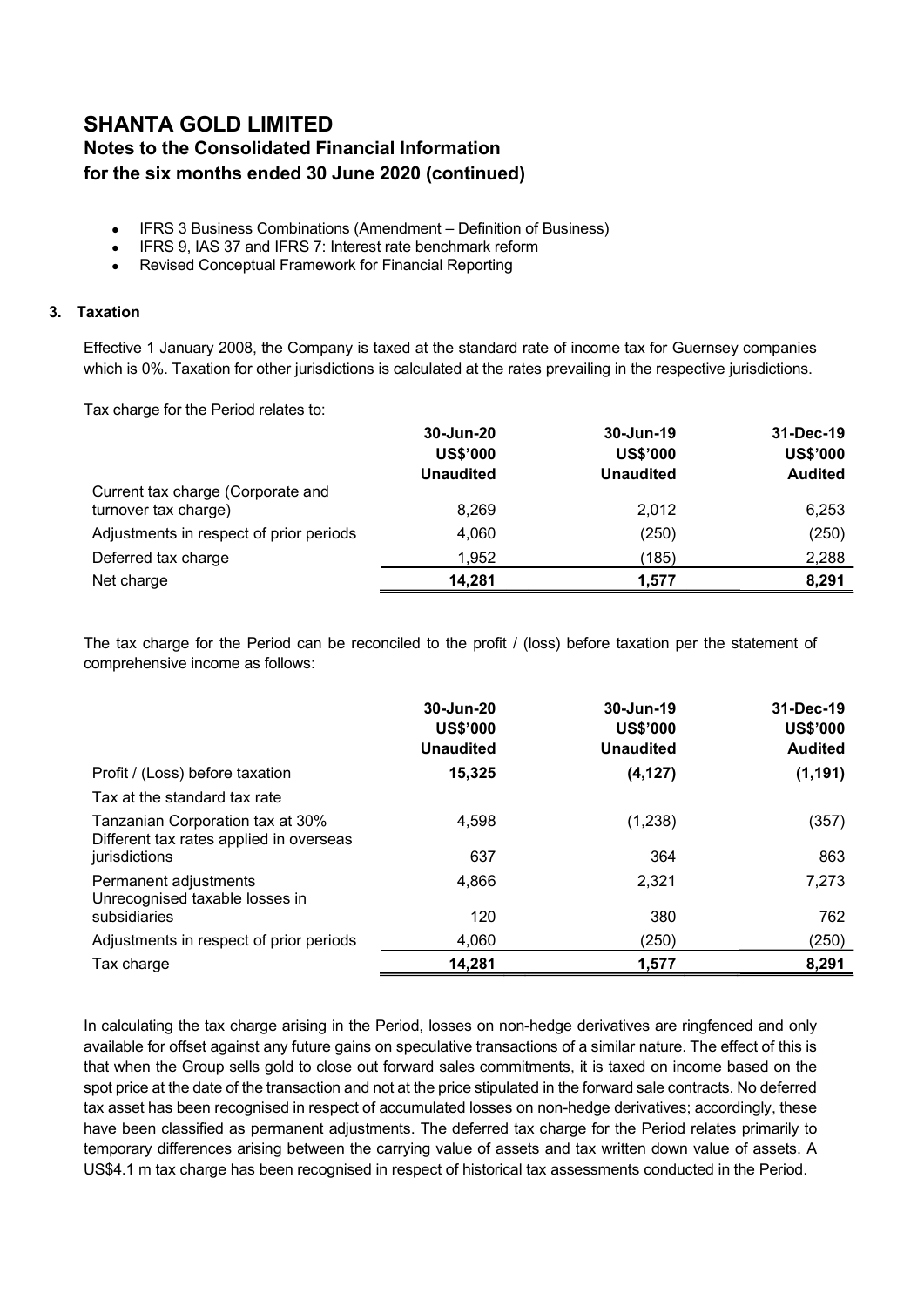# SHANTA GOLD LIMITED

## Notes to the Consolidated Financial Information for the six months ended 30 June 2020 (continued)

- IFRS 3 Business Combinations (Amendment – Definition of Business)
- IFRS 9, IAS 37 and IFRS 7: Interest rate benchmark reform
- Revised Conceptual Framework for Financial Reporting

### 3. Taxation

Effective 1 January 2008, the Company is taxed at the standard rate of income tax for Guernsey companies which is 0%. Taxation for other jurisdictions is calculated at the rates prevailing in the respective jurisdictions.

Tax charge for the Period relates to:

| | 30-Jun-20 US$'000 Unaudited | 30-Jun-19 US$'000 Unaudited | 31-Dec-19 US$'000 Audited |
|---|---|---|---|
| Current tax charge (Corporate and turnover tax charge) | 8,269 | 2,012 | 6,253 |
| Adjustments in respect of prior periods | 4,060 | (250) | (250) |
| Deferred tax charge | 1,952 | (185) | 2,288 |
| Net charge | **14,281** | **1,577** | **8,291** |

The tax charge for the Period can be reconciled to the profit / (loss) before taxation per the statement of comprehensive income as follows:

| | 30-Jun-20 US$'000 Unaudited | 30-Jun-19 US$'000 Unaudited | 31-Dec-19 US$'000 Audited |
|---|---|---|---|
| Profit / (Loss) before taxation | **15,325** | **(4,127)** | **(1,191)** |
| Tax at the standard tax rate | | | |
| Tanzanian Corporation tax at 30% | 4,598 | (1,238) | (357) |
| Different tax rates applied in overseas jurisdictions | 637 | 364 | 863 |
| Permanent adjustments | 4,866 | 2,321 | 7,273 |
| Unrecognised taxable losses in subsidiaries | 120 | 380 | 762 |
| Adjustments in respect of prior periods | 4,060 | (250) | (250) |
| Tax charge | **14,281** | **1,577** | **8,291** |

In calculating the tax charge arising in the Period, losses on non-hedge derivatives are ringfenced and only available for offset against any future gains on speculative transactions of a similar nature. The effect of this is that when the Group sells gold to close out forward sales commitments, it is taxed on income based on the spot price at the date of the transaction and not at the price stipulated in the forward sale contracts. No deferred tax asset has been recognised in respect of accumulated losses on non-hedge derivatives; accordingly, these have been classified as permanent adjustments. The deferred tax charge for the Period relates primarily to temporary differences arising between the carrying value of assets and tax written down value of assets. A US$4.1 m tax charge has been recognised in respect of historical tax assessments conducted in the Period.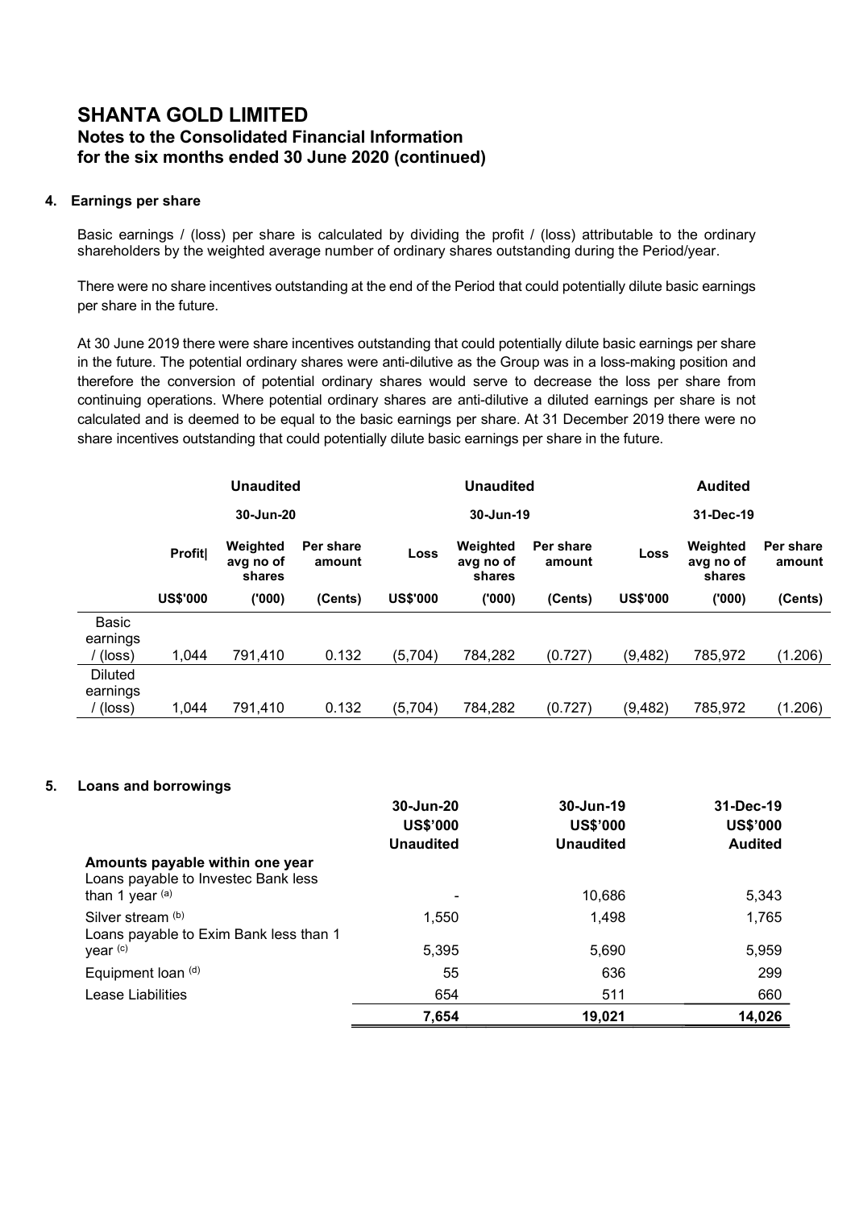# SHANTA GOLD LIMITED
## Notes to the Consolidated Financial Information
## for the six months ended 30 June 2020 (continued)

### 4. Earnings per share

Basic earnings / (loss) per share is calculated by dividing the profit / (loss) attributable to the ordinary shareholders by the weighted average number of ordinary shares outstanding during the Period/year.

There were no share incentives outstanding at the end of the Period that could potentially dilute basic earnings per share in the future.

At 30 June 2019 there were share incentives outstanding that could potentially dilute basic earnings per share in the future. The potential ordinary shares were anti-dilutive as the Group was in a loss-making position and therefore the conversion of potential ordinary shares would serve to decrease the loss per share from continuing operations. Where potential ordinary shares are anti-dilutive a diluted earnings per share is not calculated and is deemed to be equal to the basic earnings per share. At 31 December 2019 there were no share incentives outstanding that could potentially dilute basic earnings per share in the future.

| | Unaudited | | | Unaudited | | | Audited | | |
|---|---|---|---|---|---|---|---|---|---|
| | 30-Jun-20 | | | 30-Jun-19 | | | 31-Dec-19 | | |
| | Profit\| | Weighted avg no of shares | Per share amount | Loss | Weighted avg no of shares | Per share amount | Loss | Weighted avg no of shares | Per share amount |
| | US$'000 | ('000) | (Cents) | US$'000 | ('000) | (Cents) | US$'000 | ('000) | (Cents) |
| Basic earnings / (loss) | 1,044 | 791,410 | 0.132 | (5,704) | 784,282 | (0.727) | (9,482) | 785,972 | (1.206) |
| Diluted earnings / (loss) | 1,044 | 791,410 | 0.132 | (5,704) | 784,282 | (0.727) | (9,482) | 785,972 | (1.206) |

### 5. Loans and borrowings

| | 30-Jun-20<br>US$'000<br>Unaudited | 30-Jun-19<br>US$'000<br>Unaudited | 31-Dec-19<br>US$'000<br>Audited |
|---|---|---|---|
| **Amounts payable within one year** | | | |
| Loans payable to Investec Bank less than 1 year [(a)] | - | 10,686 | 5,343 |
| Silver stream [(b)] | 1,550 | 1,498 | 1,765 |
| Loans payable to Exim Bank less than 1 year [(c)] | 5,395 | 5,690 | 5,959 |
| Equipment loan [(d)] | 55 | 636 | 299 |
| Lease Liabilities | 654 | 511 | 660 |
| | **7,654** | **19,021** | **14,026** |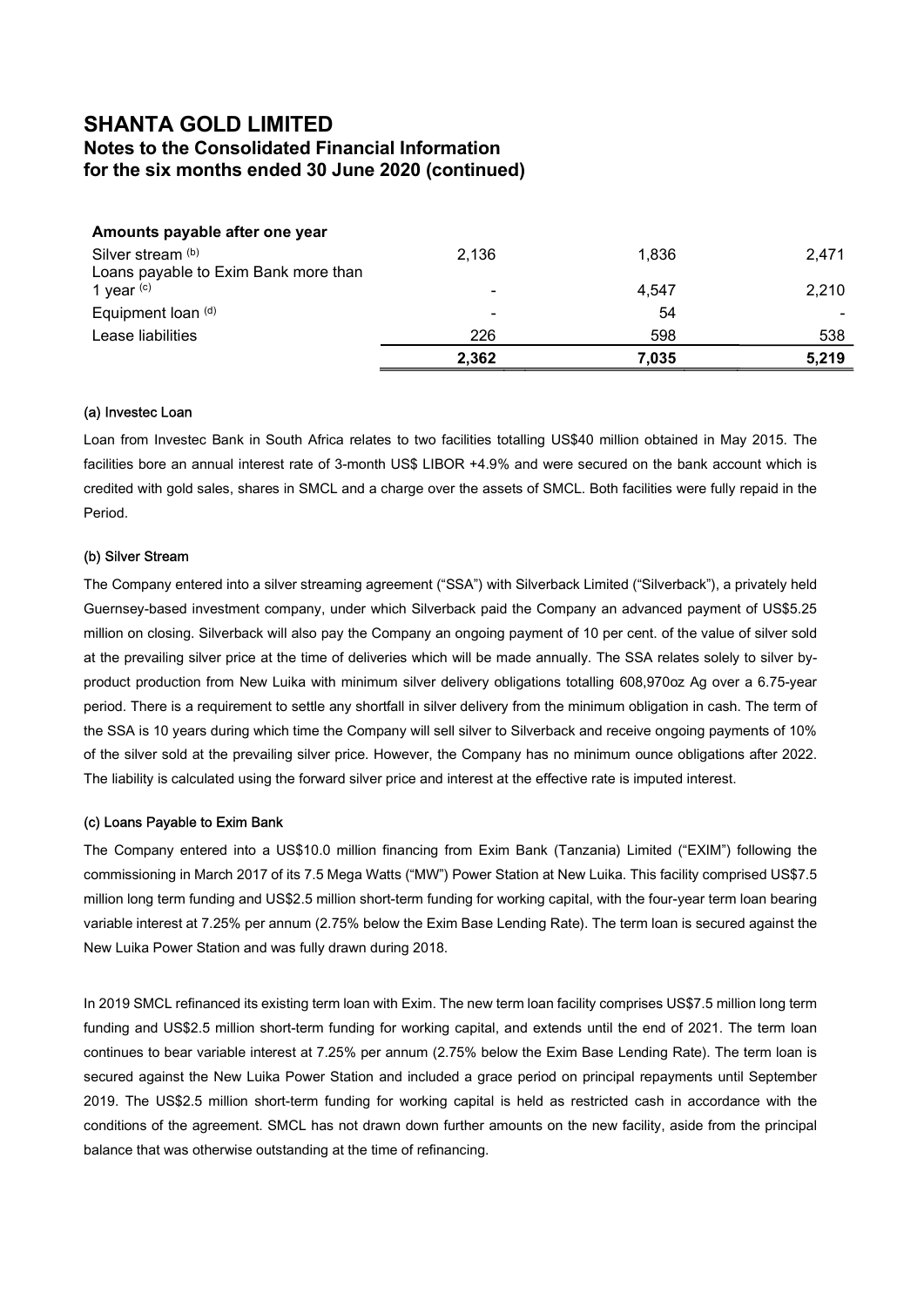# SHANTA GOLD LIMITED

## Notes to the Consolidated Financial Information for the six months ended 30 June 2020 (continued)

| Amounts payable after one year | | | |
|---|---|---|---|
| Silver stream [(b)] | 2,136 | 1,836 | 2,471 |
| Loans payable to Exim Bank more than 1 year [(c)] | - | 4,547 | 2,210 |
| Equipment loan [(d)] | - | 54 | - |
| Lease liabilities | 226 | 598 | 538 |
| | **2,362** | **7,035** | **5,219** |

#### (a) Investec Loan

Loan from Investec Bank in South Africa relates to two facilities totalling US$40 million obtained in May 2015. The facilities bore an annual interest rate of 3-month US$ LIBOR +4.9% and were secured on the bank account which is credited with gold sales, shares in SMCL and a charge over the assets of SMCL. Both facilities were fully repaid in the Period.

#### (b) Silver Stream

The Company entered into a silver streaming agreement ("SSA") with Silverback Limited ("Silverback"), a privately held Guernsey-based investment company, under which Silverback paid the Company an advanced payment of US$5.25 million on closing. Silverback will also pay the Company an ongoing payment of 10 per cent. of the value of silver sold at the prevailing silver price at the time of deliveries which will be made annually. The SSA relates solely to silver by-product production from New Luika with minimum silver delivery obligations totalling 608,970oz Ag over a 6.75-year period. There is a requirement to settle any shortfall in silver delivery from the minimum obligation in cash. The term of the SSA is 10 years during which time the Company will sell silver to Silverback and receive ongoing payments of 10% of the silver sold at the prevailing silver price. However, the Company has no minimum ounce obligations after 2022. The liability is calculated using the forward silver price and interest at the effective rate is imputed interest.

#### (c) Loans Payable to Exim Bank

The Company entered into a US$10.0 million financing from Exim Bank (Tanzania) Limited ("EXIM") following the commissioning in March 2017 of its 7.5 Mega Watts ("MW") Power Station at New Luika. This facility comprised US$7.5 million long term funding and US$2.5 million short-term funding for working capital, with the four-year term loan bearing variable interest at 7.25% per annum (2.75% below the Exim Base Lending Rate). The term loan is secured against the New Luika Power Station and was fully drawn during 2018.

In 2019 SMCL refinanced its existing term loan with Exim. The new term loan facility comprises US$7.5 million long term funding and US$2.5 million short-term funding for working capital, and extends until the end of 2021. The term loan continues to bear variable interest at 7.25% per annum (2.75% below the Exim Base Lending Rate). The term loan is secured against the New Luika Power Station and included a grace period on principal repayments until September 2019. The US$2.5 million short-term funding for working capital is held as restricted cash in accordance with the conditions of the agreement. SMCL has not drawn down further amounts on the new facility, aside from the principal balance that was otherwise outstanding at the time of refinancing.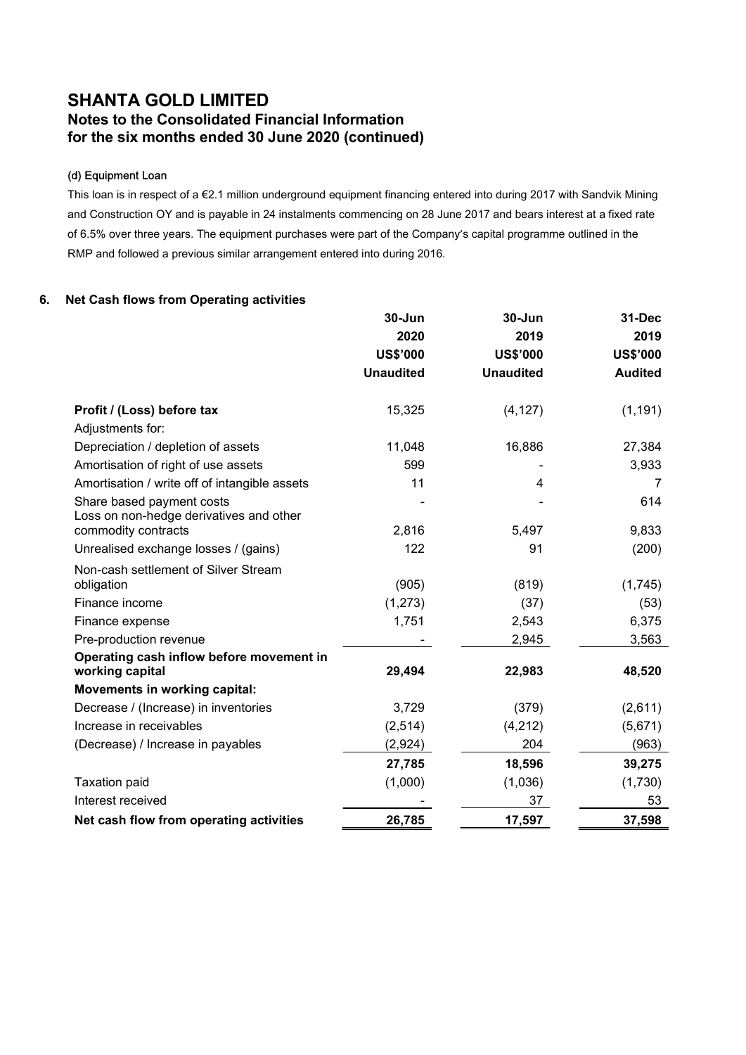# SHANTA GOLD LIMITED
## Notes to the Consolidated Financial Information
## for the six months ended 30 June 2020 (continued)

#### (d) Equipment Loan

This loan is in respect of a €2.1 million underground equipment financing entered into during 2017 with Sandvik Mining and Construction OY and is payable in 24 instalments commencing on 28 June 2017 and bears interest at a fixed rate of 6.5% over three years. The equipment purchases were part of the Company's capital programme outlined in the RMP and followed a previous similar arrangement entered into during 2016.

### 6. Net Cash flows from Operating activities

| | 30-Jun 2020 US$'000 Unaudited | 30-Jun 2019 US$'000 Unaudited | 31-Dec 2019 US$'000 Audited |
|---|---|---|---|
| **Profit / (Loss) before tax** | 15,325 | (4,127) | (1,191) |
| Adjustments for: | | | |
| Depreciation / depletion of assets | 11,048 | 16,886 | 27,384 |
| Amortisation of right of use assets | 599 | - | 3,933 |
| Amortisation / write off of intangible assets | 11 | 4 | 7 |
| Share based payment costs | - | - | 614 |
| Loss on non-hedge derivatives and other commodity contracts | 2,816 | 5,497 | 9,833 |
| Unrealised exchange losses / (gains) | 122 | 91 | (200) |
| Non-cash settlement of Silver Stream obligation | (905) | (819) | (1,745) |
| Finance income | (1,273) | (37) | (53) |
| Finance expense | 1,751 | 2,543 | 6,375 |
| Pre-production revenue | - | 2,945 | 3,563 |
| **Operating cash inflow before movement in working capital** | **29,494** | **22,983** | **48,520** |
| **Movements in working capital:** | | | |
| Decrease / (Increase) in inventories | 3,729 | (379) | (2,611) |
| Increase in receivables | (2,514) | (4,212) | (5,671) |
| (Decrease) / Increase in payables | (2,924) | 204 | (963) |
| | **27,785** | **18,596** | **39,275** |
| Taxation paid | (1,000) | (1,036) | (1,730) |
| Interest received | - | 37 | 53 |
| **Net cash flow from operating activities** | **26,785** | **17,597** | **37,598** |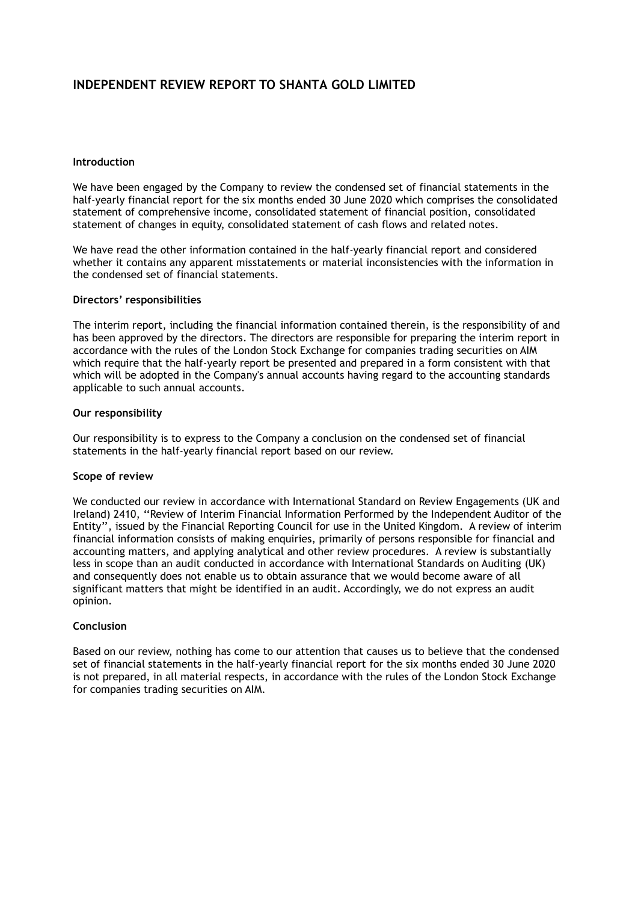# INDEPENDENT REVIEW REPORT TO SHANTA GOLD LIMITED

### Introduction

We have been engaged by the Company to review the condensed set of financial statements in the half-yearly financial report for the six months ended 30 June 2020 which comprises the consolidated statement of comprehensive income, consolidated statement of financial position, consolidated statement of changes in equity, consolidated statement of cash flows and related notes.

We have read the other information contained in the half-yearly financial report and considered whether it contains any apparent misstatements or material inconsistencies with the information in the condensed set of financial statements.

### Directors' responsibilities

The interim report, including the financial information contained therein, is the responsibility of and has been approved by the directors. The directors are responsible for preparing the interim report in accordance with the rules of the London Stock Exchange for companies trading securities on AIM which require that the half-yearly report be presented and prepared in a form consistent with that which will be adopted in the Company's annual accounts having regard to the accounting standards applicable to such annual accounts.

### Our responsibility

Our responsibility is to express to the Company a conclusion on the condensed set of financial statements in the half-yearly financial report based on our review.

### Scope of review

We conducted our review in accordance with International Standard on Review Engagements (UK and Ireland) 2410, ''Review of Interim Financial Information Performed by the Independent Auditor of the Entity'', issued by the Financial Reporting Council for use in the United Kingdom. A review of interim financial information consists of making enquiries, primarily of persons responsible for financial and accounting matters, and applying analytical and other review procedures. A review is substantially less in scope than an audit conducted in accordance with International Standards on Auditing (UK) and consequently does not enable us to obtain assurance that we would become aware of all significant matters that might be identified in an audit. Accordingly, we do not express an audit opinion.

### Conclusion

Based on our review, nothing has come to our attention that causes us to believe that the condensed set of financial statements in the half-yearly financial report for the six months ended 30 June 2020 is not prepared, in all material respects, in accordance with the rules of the London Stock Exchange for companies trading securities on AIM.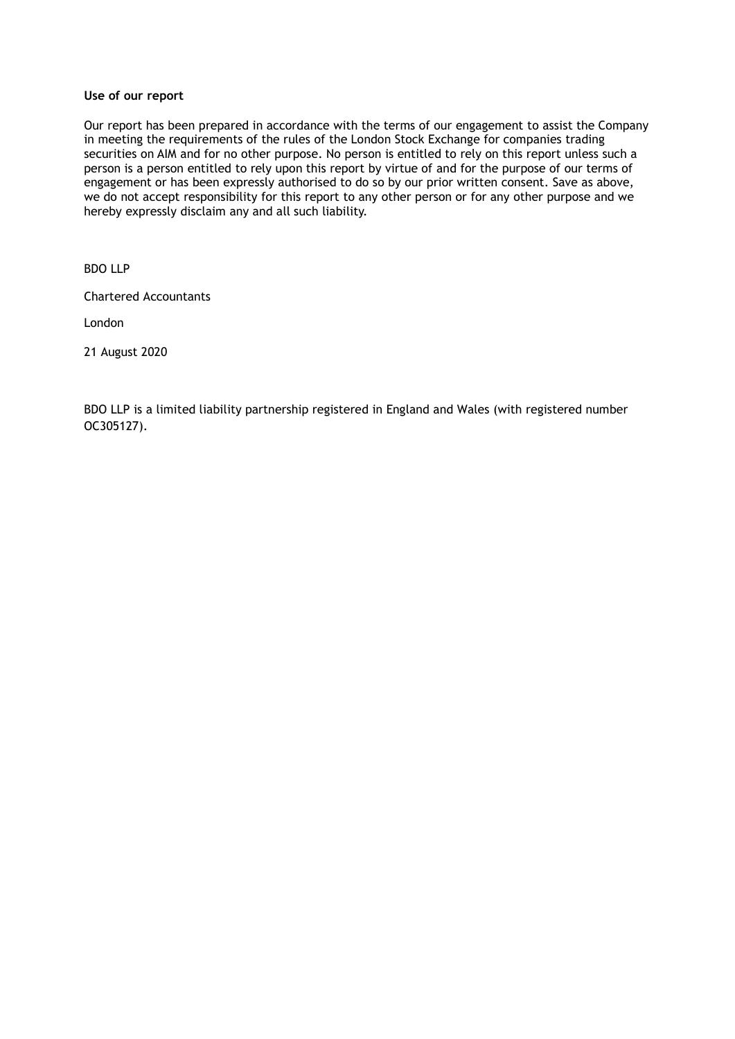**Use of our report**

Our report has been prepared in accordance with the terms of our engagement to assist the Company in meeting the requirements of the rules of the London Stock Exchange for companies trading securities on AIM and for no other purpose. No person is entitled to rely on this report unless such a person is a person entitled to rely upon this report by virtue of and for the purpose of our terms of engagement or has been expressly authorised to do so by our prior written consent. Save as above, we do not accept responsibility for this report to any other person or for any other purpose and we hereby expressly disclaim any and all such liability.

BDO LLP

Chartered Accountants

London

21 August 2020

BDO LLP is a limited liability partnership registered in England and Wales (with registered number OC305127).